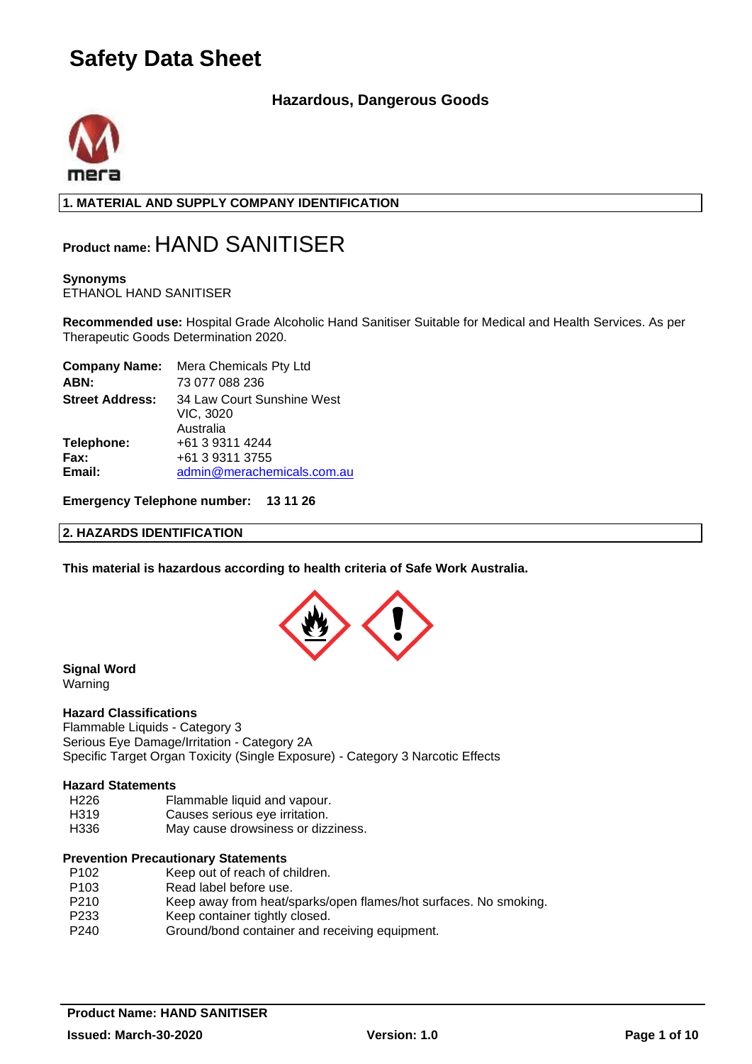# Safety Data Sheet

### Hazardous, Dangerous Goods

mera

## 1. MATERIAL AND SUPPLY COMPANY IDENTIFICATION

**Product name:** HAND SANITISER

**Synonyms**
ETHANOL HAND SANITISER

**Recommended use:** Hospital Grade Alcoholic Hand Sanitiser Suitable for Medical and Health Services. As per Therapeutic Goods Determination 2020.

| | |
|---|---|
| **Company Name:** | Mera Chemicals Pty Ltd |
| **ABN:** | 73 077 088 236 |
| **Street Address:** | 34 Law Court Sunshine West VIC, 3020 Australia |
| **Telephone:** | +61 3 9311 4244 |
| **Fax:** | +61 3 9311 3755 |
| **Email:** | admin@merachemicals.com.au |

**Emergency Telephone number: 13 11 26**

## 2. HAZARDS IDENTIFICATION

**This material is hazardous according to health criteria of Safe Work Australia.**

**Signal Word**
Warning

**Hazard Classifications**
Flammable Liquids - Category 3
Serious Eye Damage/Irritation - Category 2A
Specific Target Organ Toxicity (Single Exposure) - Category 3 Narcotic Effects

**Hazard Statements**

| | |
|---|---|
| H226 | Flammable liquid and vapour. |
| H319 | Causes serious eye irritation. |
| H336 | May cause drowsiness or dizziness. |

**Prevention Precautionary Statements**

| | |
|---|---|
| P102 | Keep out of reach of children. |
| P103 | Read label before use. |
| P210 | Keep away from heat/sparks/open flames/hot surfaces. No smoking. |
| P233 | Keep container tightly closed. |
| P240 | Ground/bond container and receiving equipment. |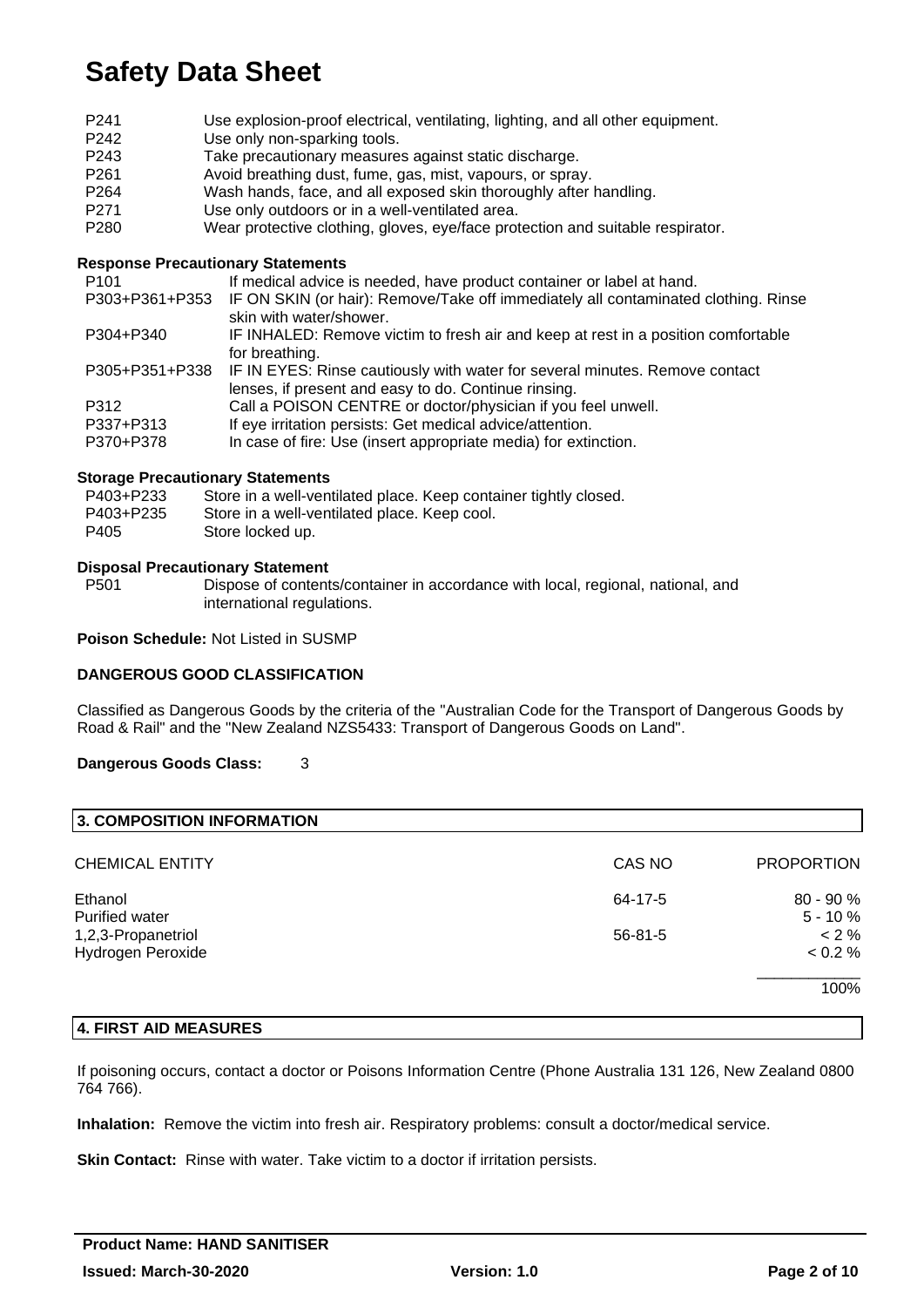| | |
|---|---|
| P241 | Use explosion-proof electrical, ventilating, lighting, and all other equipment. |
| P242 | Use only non-sparking tools. |
| P243 | Take precautionary measures against static discharge. |
| P261 | Avoid breathing dust, fume, gas, mist, vapours, or spray. |
| P264 | Wash hands, face, and all exposed skin thoroughly after handling. |
| P271 | Use only outdoors or in a well-ventilated area. |
| P280 | Wear protective clothing, gloves, eye/face protection and suitable respirator. |

**Response Precautionary Statements**

| | |
|---|---|
| P101 | If medical advice is needed, have product container or label at hand. |
| P303+P361+P353 | IF ON SKIN (or hair): Remove/Take off immediately all contaminated clothing. Rinse skin with water/shower. |
| P304+P340 | IF INHALED: Remove victim to fresh air and keep at rest in a position comfortable for breathing. |
| P305+P351+P338 | IF IN EYES: Rinse cautiously with water for several minutes. Remove contact lenses, if present and easy to do. Continue rinsing. |
| P312 | Call a POISON CENTRE or doctor/physician if you feel unwell. |
| P337+P313 | If eye irritation persists: Get medical advice/attention. |
| P370+P378 | In case of fire: Use (insert appropriate media) for extinction. |

**Storage Precautionary Statements**

| | |
|---|---|
| P403+P233 | Store in a well-ventilated place. Keep container tightly closed. |
| P403+P235 | Store in a well-ventilated place. Keep cool. |
| P405 | Store locked up. |

**Disposal Precautionary Statement**

| | |
|---|---|
| P501 | Dispose of contents/container in accordance with local, regional, national, and international regulations. |

**Poison Schedule:** Not Listed in SUSMP

**DANGEROUS GOOD CLASSIFICATION**

Classified as Dangerous Goods by the criteria of the "Australian Code for the Transport of Dangerous Goods by Road & Rail" and the "New Zealand NZS5433: Transport of Dangerous Goods on Land".

**Dangerous Goods Class:** 3

## 3. COMPOSITION INFORMATION

| CHEMICAL ENTITY | CAS NO | PROPORTION |
|---|---|---|
| Ethanol | 64-17-5 | 80 - 90 % |
| Purified water | | 5 - 10 % |
| 1,2,3-Propanetriol | 56-81-5 | < 2 % |
| Hydrogen Peroxide | | < 0.2 % |
| | | 100% |

## 4. FIRST AID MEASURES

If poisoning occurs, contact a doctor or Poisons Information Centre (Phone Australia 131 126, New Zealand 0800 764 766).

**Inhalation:** Remove the victim into fresh air. Respiratory problems: consult a doctor/medical service.

**Skin Contact:** Rinse with water. Take victim to a doctor if irritation persists.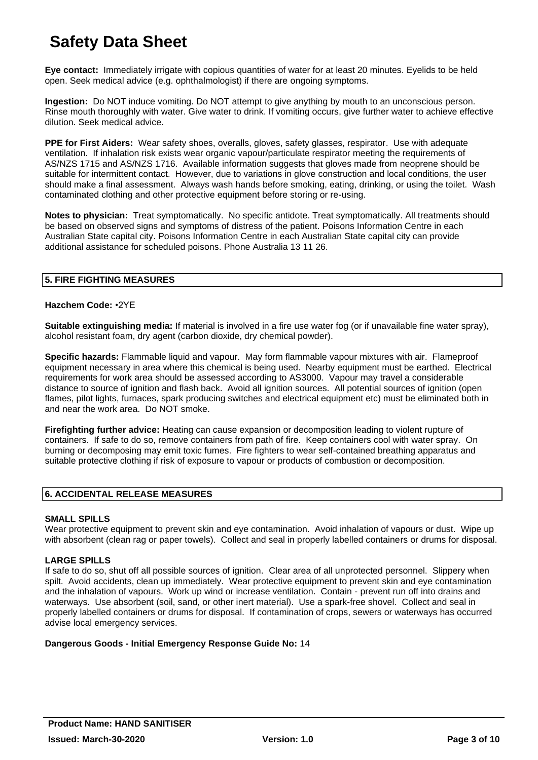**Eye contact:** Immediately irrigate with copious quantities of water for at least 20 minutes. Eyelids to be held open. Seek medical advice (e.g. ophthalmologist) if there are ongoing symptoms.

**Ingestion:** Do NOT induce vomiting. Do NOT attempt to give anything by mouth to an unconscious person. Rinse mouth thoroughly with water. Give water to drink. If vomiting occurs, give further water to achieve effective dilution. Seek medical advice.

**PPE for First Aiders:** Wear safety shoes, overalls, gloves, safety glasses, respirator. Use with adequate ventilation. If inhalation risk exists wear organic vapour/particulate respirator meeting the requirements of AS/NZS 1715 and AS/NZS 1716. Available information suggests that gloves made from neoprene should be suitable for intermittent contact. However, due to variations in glove construction and local conditions, the user should make a final assessment. Always wash hands before smoking, eating, drinking, or using the toilet. Wash contaminated clothing and other protective equipment before storing or re-using.

**Notes to physician:** Treat symptomatically. No specific antidote. Treat symptomatically. All treatments should be based on observed signs and symptoms of distress of the patient. Poisons Information Centre in each Australian State capital city. Poisons Information Centre in each Australian State capital city can provide additional assistance for scheduled poisons. Phone Australia 13 11 26.

## 5. FIRE FIGHTING MEASURES

**Hazchem Code:** •2YE

**Suitable extinguishing media:** If material is involved in a fire use water fog (or if unavailable fine water spray), alcohol resistant foam, dry agent (carbon dioxide, dry chemical powder).

**Specific hazards:** Flammable liquid and vapour. May form flammable vapour mixtures with air. Flameproof equipment necessary in area where this chemical is being used. Nearby equipment must be earthed. Electrical requirements for work area should be assessed according to AS3000. Vapour may travel a considerable distance to source of ignition and flash back. Avoid all ignition sources. All potential sources of ignition (open flames, pilot lights, furnaces, spark producing switches and electrical equipment etc) must be eliminated both in and near the work area. Do NOT smoke.

**Firefighting further advice:** Heating can cause expansion or decomposition leading to violent rupture of containers. If safe to do so, remove containers from path of fire. Keep containers cool with water spray. On burning or decomposing may emit toxic fumes. Fire fighters to wear self-contained breathing apparatus and suitable protective clothing if risk of exposure to vapour or products of combustion or decomposition.

## 6. ACCIDENTAL RELEASE MEASURES

### SMALL SPILLS

Wear protective equipment to prevent skin and eye contamination. Avoid inhalation of vapours or dust. Wipe up with absorbent (clean rag or paper towels). Collect and seal in properly labelled containers or drums for disposal.

### LARGE SPILLS

If safe to do so, shut off all possible sources of ignition. Clear area of all unprotected personnel. Slippery when spilt. Avoid accidents, clean up immediately. Wear protective equipment to prevent skin and eye contamination and the inhalation of vapours. Work up wind or increase ventilation. Contain - prevent run off into drains and waterways. Use absorbent (soil, sand, or other inert material). Use a spark-free shovel. Collect and seal in properly labelled containers or drums for disposal. If contamination of crops, sewers or waterways has occurred advise local emergency services.

**Dangerous Goods - Initial Emergency Response Guide No:** 14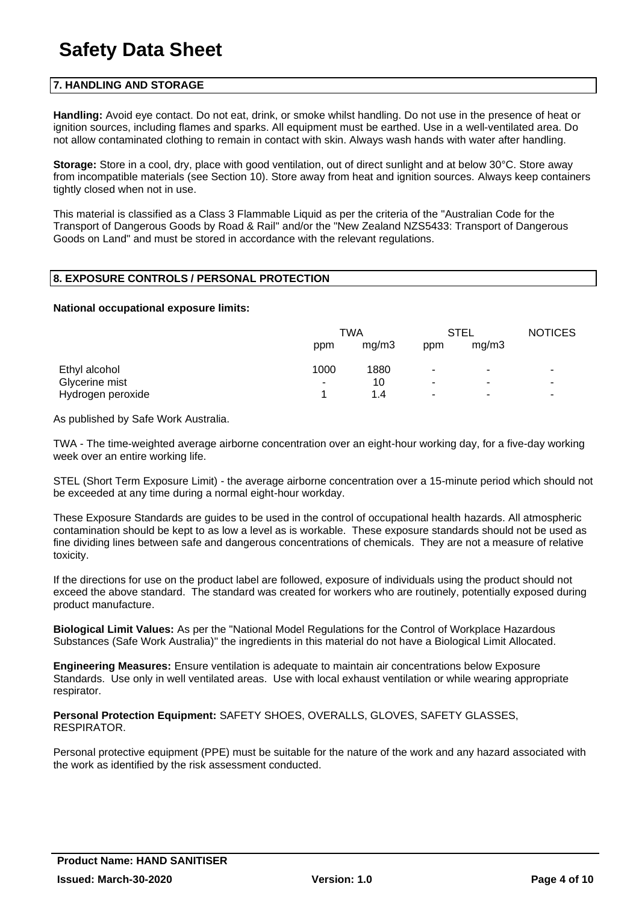## 7. HANDLING AND STORAGE

**Handling:** Avoid eye contact. Do not eat, drink, or smoke whilst handling. Do not use in the presence of heat or ignition sources, including flames and sparks. All equipment must be earthed. Use in a well-ventilated area. Do not allow contaminated clothing to remain in contact with skin. Always wash hands with water after handling.

**Storage:** Store in a cool, dry, place with good ventilation, out of direct sunlight and at below 30°C. Store away from incompatible materials (see Section 10). Store away from heat and ignition sources. Always keep containers tightly closed when not in use.

This material is classified as a Class 3 Flammable Liquid as per the criteria of the "Australian Code for the Transport of Dangerous Goods by Road & Rail" and/or the "New Zealand NZS5433: Transport of Dangerous Goods on Land" and must be stored in accordance with the relevant regulations.

## 8. EXPOSURE CONTROLS / PERSONAL PROTECTION

**National occupational exposure limits:**

| | TWA | | STEL | | NOTICES |
|---|---|---|---|---|---|
| | ppm | mg/m3 | ppm | mg/m3 | |
| Ethyl alcohol | 1000 | 1880 | - | - | - |
| Glycerine mist | - | 10 | - | - | - |
| Hydrogen peroxide | 1 | 1.4 | - | - | - |

As published by Safe Work Australia.

TWA - The time-weighted average airborne concentration over an eight-hour working day, for a five-day working week over an entire working life.

STEL (Short Term Exposure Limit) - the average airborne concentration over a 15-minute period which should not be exceeded at any time during a normal eight-hour workday.

These Exposure Standards are guides to be used in the control of occupational health hazards. All atmospheric contamination should be kept to as low a level as is workable. These exposure standards should not be used as fine dividing lines between safe and dangerous concentrations of chemicals. They are not a measure of relative toxicity.

If the directions for use on the product label are followed, exposure of individuals using the product should not exceed the above standard. The standard was created for workers who are routinely, potentially exposed during product manufacture.

**Biological Limit Values:** As per the "National Model Regulations for the Control of Workplace Hazardous Substances (Safe Work Australia)" the ingredients in this material do not have a Biological Limit Allocated.

**Engineering Measures:** Ensure ventilation is adequate to maintain air concentrations below Exposure Standards. Use only in well ventilated areas. Use with local exhaust ventilation or while wearing appropriate respirator.

**Personal Protection Equipment:** SAFETY SHOES, OVERALLS, GLOVES, SAFETY GLASSES, RESPIRATOR.

Personal protective equipment (PPE) must be suitable for the nature of the work and any hazard associated with the work as identified by the risk assessment conducted.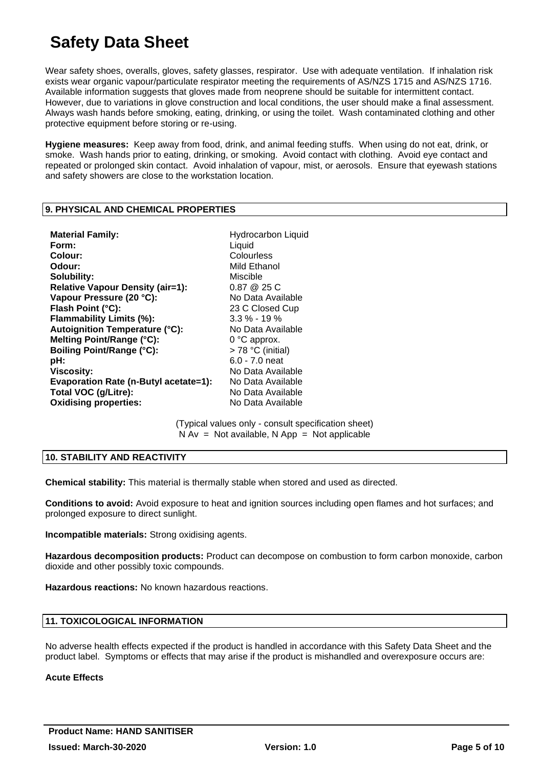# Safety Data Sheet

Wear safety shoes, overalls, gloves, safety glasses, respirator. Use with adequate ventilation. If inhalation risk exists wear organic vapour/particulate respirator meeting the requirements of AS/NZS 1715 and AS/NZS 1716. Available information suggests that gloves made from neoprene should be suitable for intermittent contact. However, due to variations in glove construction and local conditions, the user should make a final assessment. Always wash hands before smoking, eating, drinking, or using the toilet. Wash contaminated clothing and other protective equipment before storing or re-using.

**Hygiene measures:** Keep away from food, drink, and animal feeding stuffs. When using do not eat, drink, or smoke. Wash hands prior to eating, drinking, or smoking. Avoid contact with clothing. Avoid eye contact and repeated or prolonged skin contact. Avoid inhalation of vapour, mist, or aerosols. Ensure that eyewash stations and safety showers are close to the workstation location.

## 9. PHYSICAL AND CHEMICAL PROPERTIES

| | |
|---|---|
| **Material Family:** | Hydrocarbon Liquid |
| **Form:** | Liquid |
| **Colour:** | Colourless |
| **Odour:** | Mild Ethanol |
| **Solubility:** | Miscible |
| **Relative Vapour Density (air=1):** | 0.87 @ 25 C |
| **Vapour Pressure (20 °C):** | No Data Available |
| **Flash Point (°C):** | 23 C Closed Cup |
| **Flammability Limits (%):** | 3.3 % - 19 % |
| **Autoignition Temperature (°C):** | No Data Available |
| **Melting Point/Range (°C):** | 0 °C approx. |
| **Boiling Point/Range (°C):** | > 78 °C (initial) |
| **pH:** | 6.0 - 7.0 neat |
| **Viscosity:** | No Data Available |
| **Evaporation Rate (n-Butyl acetate=1):** | No Data Available |
| **Total VOC (g/Litre):** | No Data Available |
| **Oxidising properties:** | No Data Available |

(Typical values only - consult specification sheet)
N Av = Not available, N App = Not applicable

## 10. STABILITY AND REACTIVITY

**Chemical stability:** This material is thermally stable when stored and used as directed.

**Conditions to avoid:** Avoid exposure to heat and ignition sources including open flames and hot surfaces; and prolonged exposure to direct sunlight.

**Incompatible materials:** Strong oxidising agents.

**Hazardous decomposition products:** Product can decompose on combustion to form carbon monoxide, carbon dioxide and other possibly toxic compounds.

**Hazardous reactions:** No known hazardous reactions.

## 11. TOXICOLOGICAL INFORMATION

No adverse health effects expected if the product is handled in accordance with this Safety Data Sheet and the product label. Symptoms or effects that may arise if the product is mishandled and overexposure occurs are:

**Acute Effects**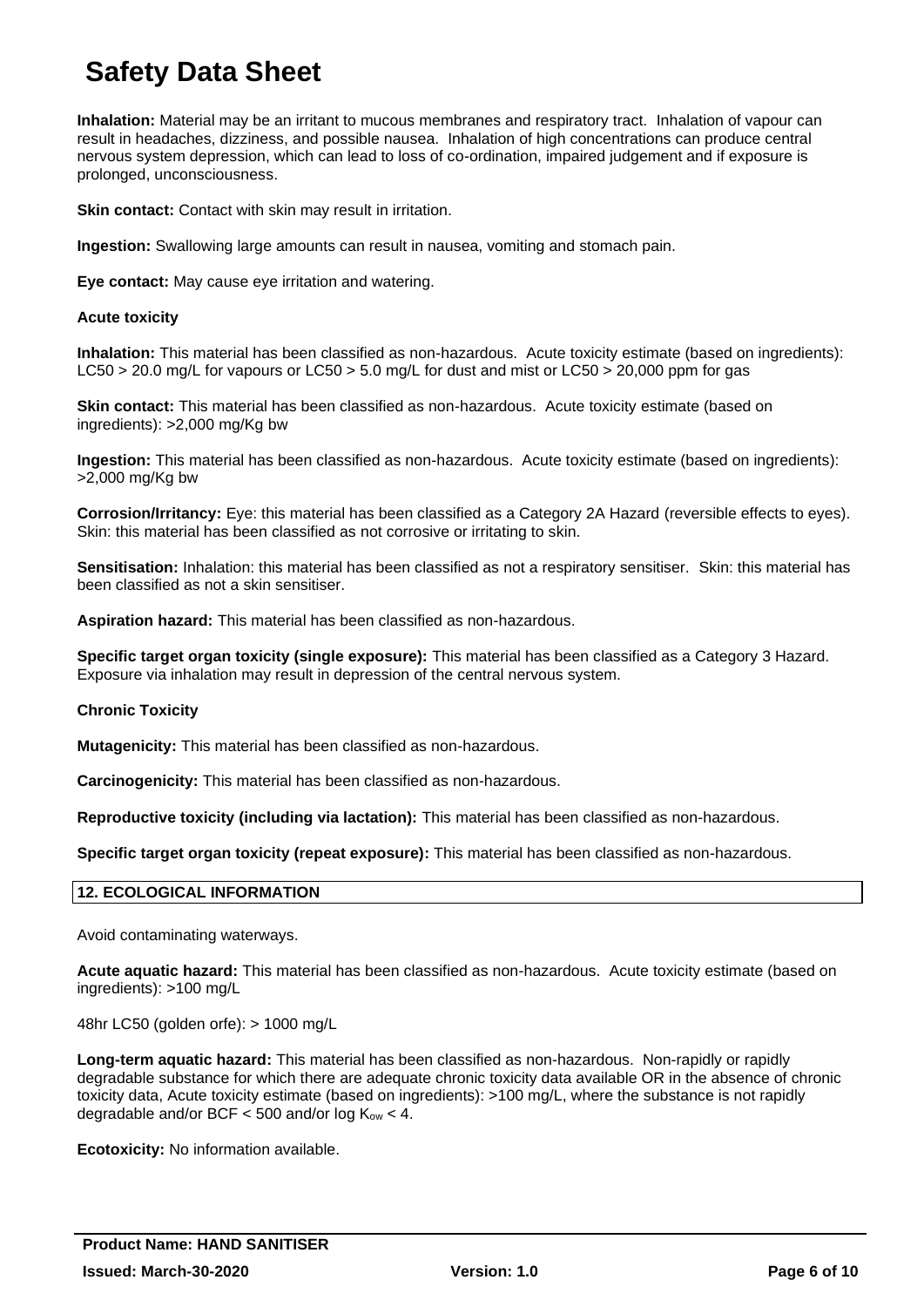**Inhalation:** Material may be an irritant to mucous membranes and respiratory tract. Inhalation of vapour can result in headaches, dizziness, and possible nausea. Inhalation of high concentrations can produce central nervous system depression, which can lead to loss of co-ordination, impaired judgement and if exposure is prolonged, unconsciousness.

**Skin contact:** Contact with skin may result in irritation.

**Ingestion:** Swallowing large amounts can result in nausea, vomiting and stomach pain.

**Eye contact:** May cause eye irritation and watering.

**Acute toxicity**

**Inhalation:** This material has been classified as non-hazardous. Acute toxicity estimate (based on ingredients): LC50 > 20.0 mg/L for vapours or LC50 > 5.0 mg/L for dust and mist or LC50 > 20,000 ppm for gas

**Skin contact:** This material has been classified as non-hazardous. Acute toxicity estimate (based on ingredients): >2,000 mg/Kg bw

**Ingestion:** This material has been classified as non-hazardous. Acute toxicity estimate (based on ingredients): >2,000 mg/Kg bw

**Corrosion/Irritancy:** Eye: this material has been classified as a Category 2A Hazard (reversible effects to eyes). Skin: this material has been classified as not corrosive or irritating to skin.

**Sensitisation:** Inhalation: this material has been classified as not a respiratory sensitiser. Skin: this material has been classified as not a skin sensitiser.

**Aspiration hazard:** This material has been classified as non-hazardous.

**Specific target organ toxicity (single exposure):** This material has been classified as a Category 3 Hazard. Exposure via inhalation may result in depression of the central nervous system.

**Chronic Toxicity**

**Mutagenicity:** This material has been classified as non-hazardous.

**Carcinogenicity:** This material has been classified as non-hazardous.

**Reproductive toxicity (including via lactation):** This material has been classified as non-hazardous.

**Specific target organ toxicity (repeat exposure):** This material has been classified as non-hazardous.

## 12. ECOLOGICAL INFORMATION

Avoid contaminating waterways.

**Acute aquatic hazard:** This material has been classified as non-hazardous. Acute toxicity estimate (based on ingredients): >100 mg/L

48hr LC50 (golden orfe): > 1000 mg/L

**Long-term aquatic hazard:** This material has been classified as non-hazardous. Non-rapidly or rapidly degradable substance for which there are adequate chronic toxicity data available OR in the absence of chronic toxicity data, Acute toxicity estimate (based on ingredients): >100 mg/L, where the substance is not rapidly degradable and/or BCF < 500 and/or log $K_{ow}$ < 4.

**Ecotoxicity:** No information available.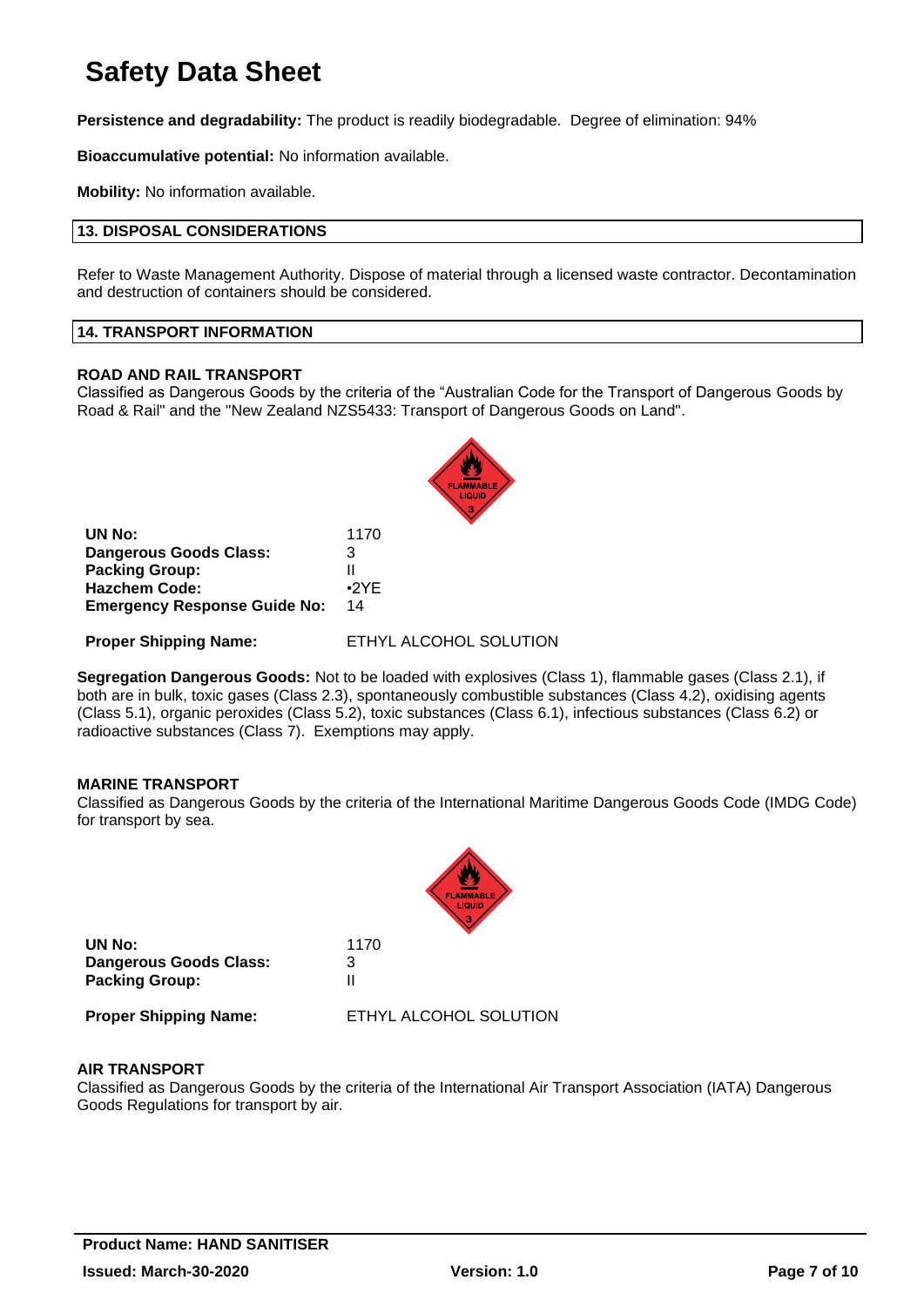**Persistence and degradability:** The product is readily biodegradable. Degree of elimination: 94%

**Bioaccumulative potential:** No information available.

**Mobility:** No information available.

## 13. DISPOSAL CONSIDERATIONS

Refer to Waste Management Authority. Dispose of material through a licensed waste contractor. Decontamination and destruction of containers should be considered.

## 14. TRANSPORT INFORMATION

### ROAD AND RAIL TRANSPORT

Classified as Dangerous Goods by the criteria of the "Australian Code for the Transport of Dangerous Goods by Road & Rail" and the "New Zealand NZS5433: Transport of Dangerous Goods on Land".

| | |
|---|---|
| **UN No:** | 1170 |
| **Dangerous Goods Class:** | 3 |
| **Packing Group:** | II |
| **Hazchem Code:** | •2YE |
| **Emergency Response Guide No:** | 14 |
| **Proper Shipping Name:** | ETHYL ALCOHOL SOLUTION |

**Segregation Dangerous Goods:** Not to be loaded with explosives (Class 1), flammable gases (Class 2.1), if both are in bulk, toxic gases (Class 2.3), spontaneously combustible substances (Class 4.2), oxidising agents (Class 5.1), organic peroxides (Class 5.2), toxic substances (Class 6.1), infectious substances (Class 6.2) or radioactive substances (Class 7). Exemptions may apply.

### MARINE TRANSPORT

Classified as Dangerous Goods by the criteria of the International Maritime Dangerous Goods Code (IMDG Code) for transport by sea.

| | |
|---|---|
| **UN No:** | 1170 |
| **Dangerous Goods Class:** | 3 |
| **Packing Group:** | II |
| **Proper Shipping Name:** | ETHYL ALCOHOL SOLUTION |

### AIR TRANSPORT

Classified as Dangerous Goods by the criteria of the International Air Transport Association (IATA) Dangerous Goods Regulations for transport by air.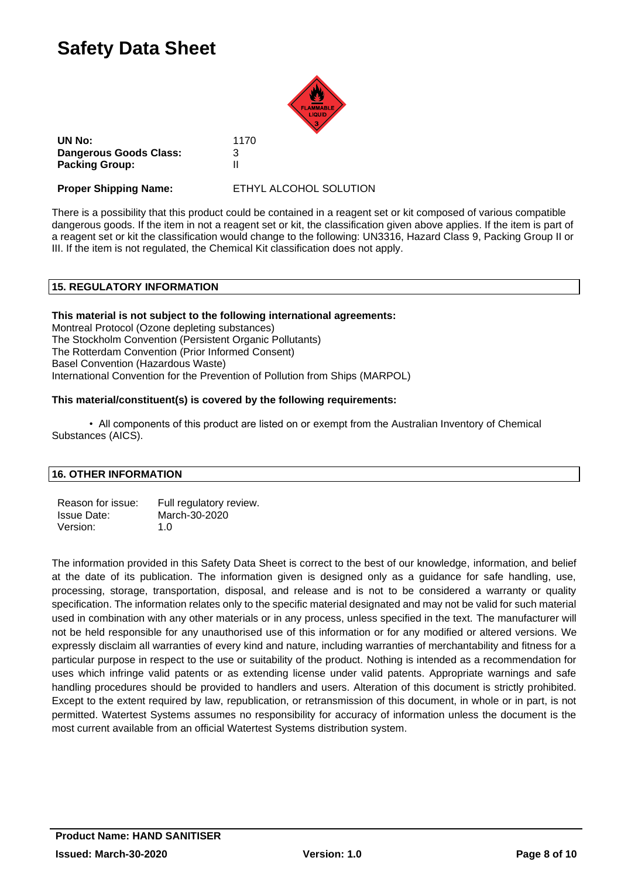# Safety Data Sheet

| | |
|---|---|
| **UN No:** | 1170 |
| **Dangerous Goods Class:** | 3 |
| **Packing Group:** | II |
| **Proper Shipping Name:** | ETHYL ALCOHOL SOLUTION |

There is a possibility that this product could be contained in a reagent set or kit composed of various compatible dangerous goods. If the item in not a reagent set or kit, the classification given above applies. If the item is part of a reagent set or kit the classification would change to the following: UN3316, Hazard Class 9, Packing Group II or III. If the item is not regulated, the Chemical Kit classification does not apply.

## 15. REGULATORY INFORMATION

**This material is not subject to the following international agreements:**

Montreal Protocol (Ozone depleting substances)
The Stockholm Convention (Persistent Organic Pollutants)
The Rotterdam Convention (Prior Informed Consent)
Basel Convention (Hazardous Waste)
International Convention for the Prevention of Pollution from Ships (MARPOL)

**This material/constituent(s) is covered by the following requirements:**

- All components of this product are listed on or exempt from the Australian Inventory of Chemical Substances (AICS).

## 16. OTHER INFORMATION

| | |
|---|---|
| Reason for issue: | Full regulatory review. |
| Issue Date: | March-30-2020 |
| Version: | 1.0 |

The information provided in this Safety Data Sheet is correct to the best of our knowledge, information, and belief at the date of its publication. The information given is designed only as a guidance for safe handling, use, processing, storage, transportation, disposal, and release and is not to be considered a warranty or quality specification. The information relates only to the specific material designated and may not be valid for such material used in combination with any other materials or in any process, unless specified in the text. The manufacturer will not be held responsible for any unauthorised use of this information or for any modified or altered versions. We expressly disclaim all warranties of every kind and nature, including warranties of merchantability and fitness for a particular purpose in respect to the use or suitability of the product. Nothing is intended as a recommendation for uses which infringe valid patents or as extending license under valid patents. Appropriate warnings and safe handling procedures should be provided to handlers and users. Alteration of this document is strictly prohibited. Except to the extent required by law, republication, or retransmission of this document, in whole or in part, is not permitted. Watertest Systems assumes no responsibility for accuracy of information unless the document is the most current available from an official Watertest Systems distribution system.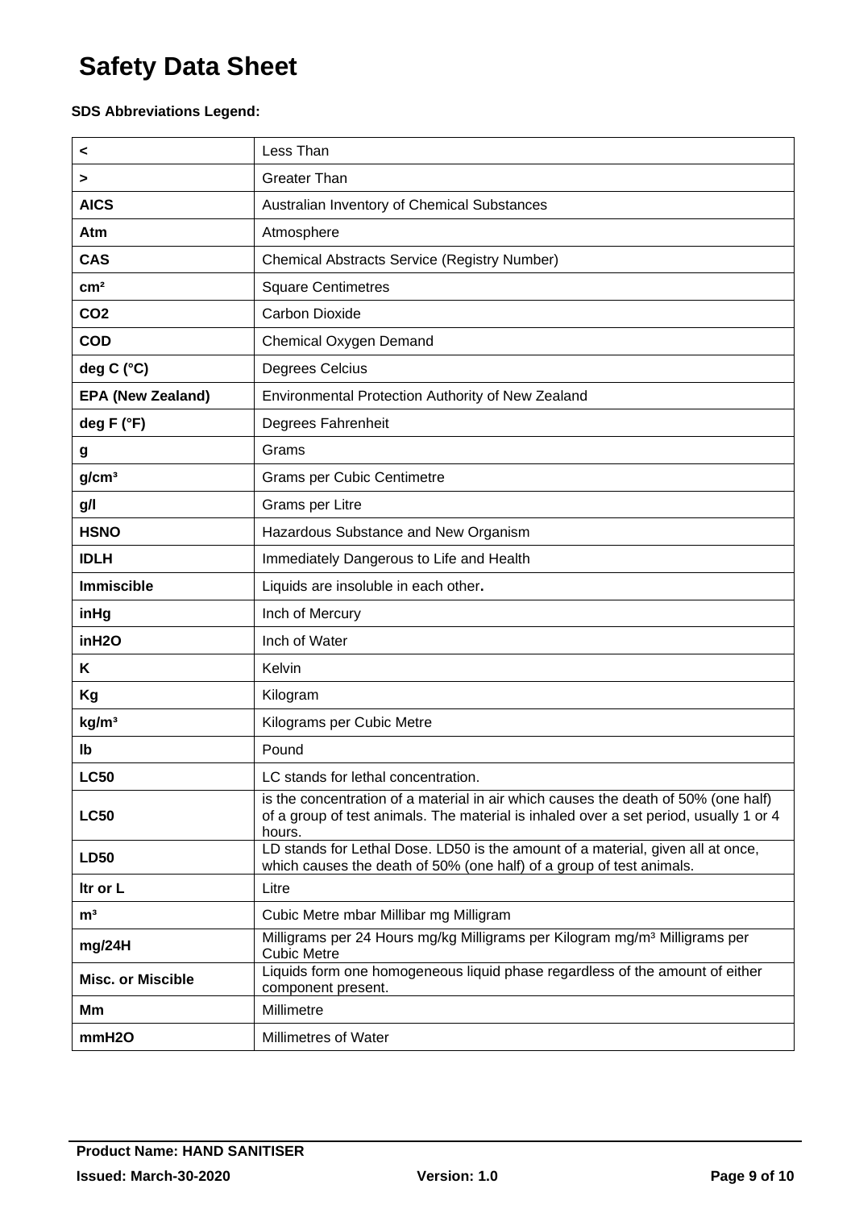# Safety Data Sheet

**SDS Abbreviations Legend:**

| | |
|---|---|
| **<** | Less Than |
| **>** | Greater Than |
| **AICS** | Australian Inventory of Chemical Substances |
| **Atm** | Atmosphere |
| **CAS** | Chemical Abstracts Service (Registry Number) |
| **cm²** | Square Centimetres |
| **CO2** | Carbon Dioxide |
| **COD** | Chemical Oxygen Demand |
| **deg C (°C)** | Degrees Celcius |
| **EPA (New Zealand)** | Environmental Protection Authority of New Zealand |
| **deg F (°F)** | Degrees Fahrenheit |
| **g** | Grams |
| **g/cm³** | Grams per Cubic Centimetre |
| **g/l** | Grams per Litre |
| **HSNO** | Hazardous Substance and New Organism |
| **IDLH** | Immediately Dangerous to Life and Health |
| **Immiscible** | Liquids are insoluble in each other**.** |
| **inHg** | Inch of Mercury |
| **inH2O** | Inch of Water |
| **K** | Kelvin |
| **Kg** | Kilogram |
| **kg/m³** | Kilograms per Cubic Metre |
| **lb** | Pound |
| **LC50** | LC stands for lethal concentration. |
| **LC50** | is the concentration of a material in air which causes the death of 50% (one half) of a group of test animals. The material is inhaled over a set period, usually 1 or 4 hours. |
| **LD50** | LD stands for Lethal Dose. LD50 is the amount of a material, given all at once, which causes the death of 50% (one half) of a group of test animals. |
| **ltr or L** | Litre |
| **m³** | Cubic Metre mbar Millibar mg Milligram |
| **mg/24H** | Milligrams per 24 Hours mg/kg Milligrams per Kilogram mg/m³ Milligrams per Cubic Metre |
| **Misc. or Miscible** | Liquids form one homogeneous liquid phase regardless of the amount of either component present. |
| **Mm** | Millimetre |
| **mmH2O** | Millimetres of Water |

**Product Name: HAND SANITISER**

**Issued: March-30-2020** **Version: 1.0**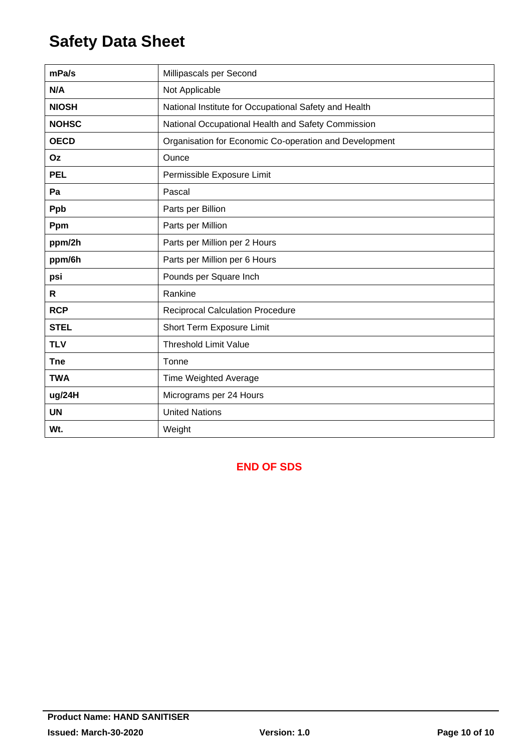| | |
|---|---|
| **mPa/s** | Millipascals per Second |
| **N/A** | Not Applicable |
| **NIOSH** | National Institute for Occupational Safety and Health |
| **NOHSC** | National Occupational Health and Safety Commission |
| **OECD** | Organisation for Economic Co-operation and Development |
| **Oz** | Ounce |
| **PEL** | Permissible Exposure Limit |
| **Pa** | Pascal |
| **Ppb** | Parts per Billion |
| **Ppm** | Parts per Million |
| **ppm/2h** | Parts per Million per 2 Hours |
| **ppm/6h** | Parts per Million per 6 Hours |
| **psi** | Pounds per Square Inch |
| **R** | Rankine |
| **RCP** | Reciprocal Calculation Procedure |
| **STEL** | Short Term Exposure Limit |
| **TLV** | Threshold Limit Value |
| **Tne** | Tonne |
| **TWA** | Time Weighted Average |
| **ug/24H** | Micrograms per 24 Hours |
| **UN** | United Nations |
| **Wt.** | Weight |

**END OF SDS**